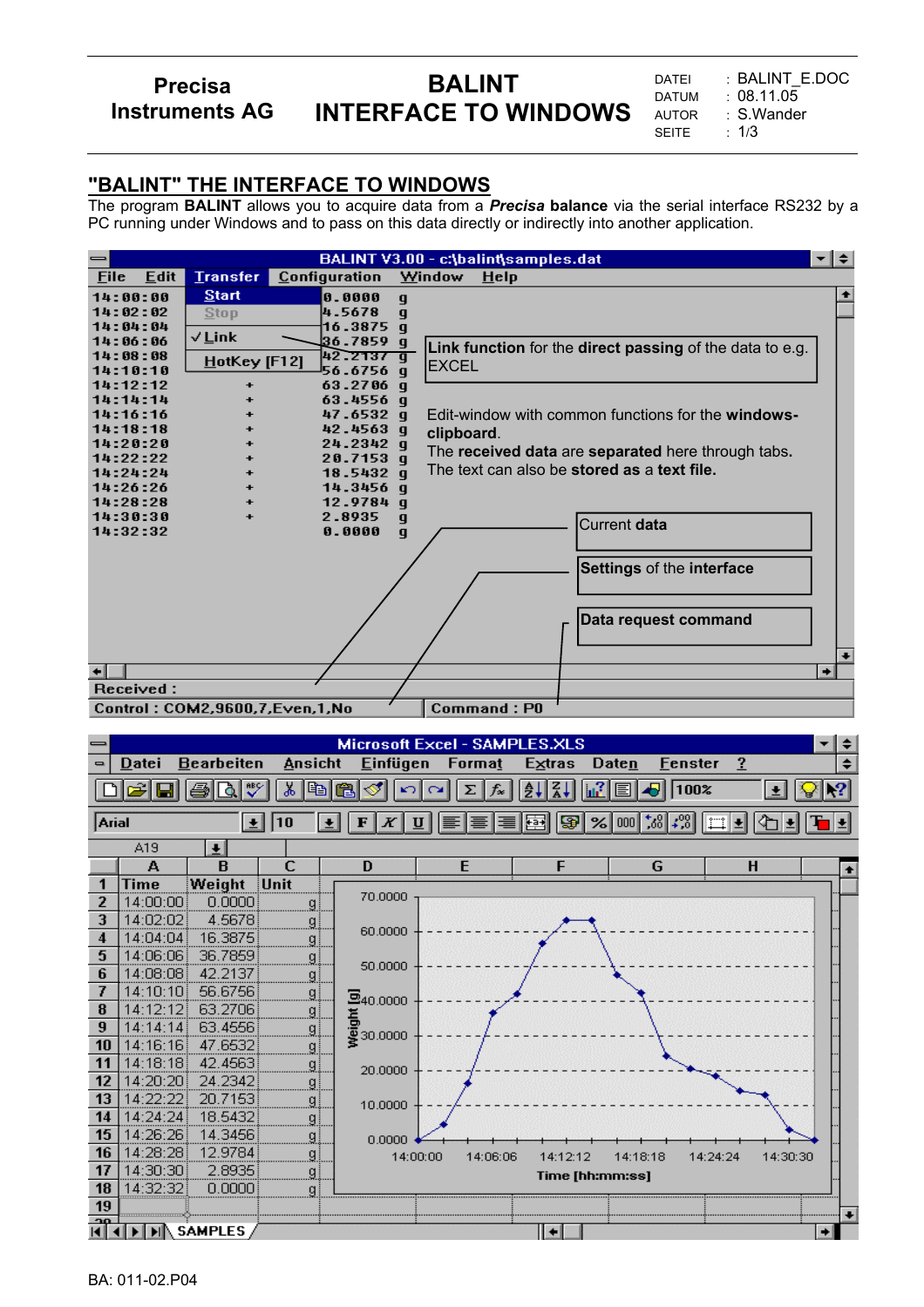| Precisa Instruments AG | BALINT INTERFACE TO WINDOWS | DATEI : BALINT_E.DOC<br>DATUM : 08.11.05<br>AUTOR : S.Wander<br>SEITE : 1/3 |
|---|---|---|

## "BALINT" THE INTERFACE TO WINDOWS

The program **BALINT** allows you to acquire data from a ***Precisa* balance** via the serial interface RS232 by a PC running under Windows and to pass on this data directly or indirectly into another application.

**Link function** for the **direct passing** of the data to e.g. EXCEL

Edit-window with common functions for the **windows-clipboard**.
The **received data** are **separated** here through tabs.
The text can also be **stored as** a **text file.**

**Current data**

**Settings** of the **interface**

**Data request command**

BA: 011-02.P04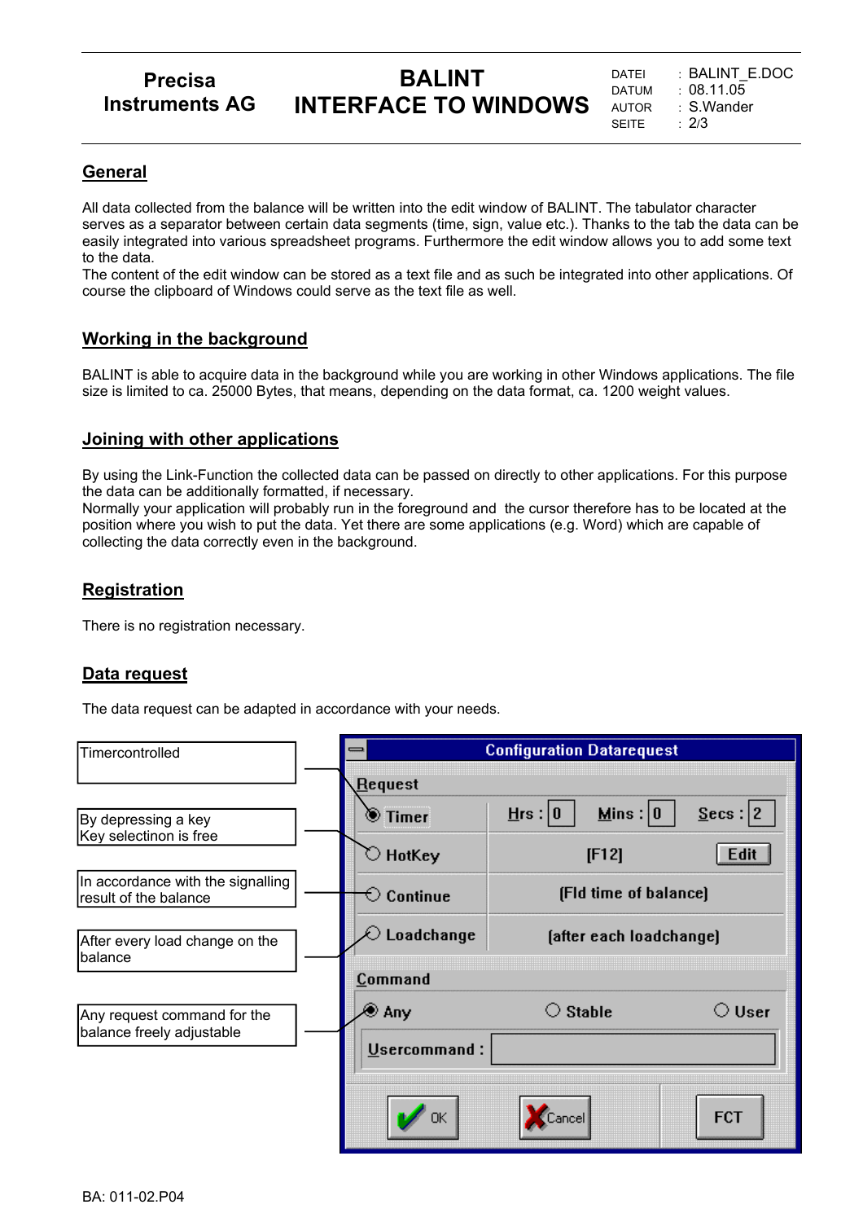## General

All data collected from the balance will be written into the edit window of BALINT. The tabulator character serves as a separator between certain data segments (time, sign, value etc.). Thanks to the tab the data can be easily integrated into various spreadsheet programs. Furthermore the edit window allows you to add some text to the data.
The content of the edit window can be stored as a text file and as such be integrated into other applications. Of course the clipboard of Windows could serve as the text file as well.

## Working in the background

BALINT is able to acquire data in the background while you are working in other Windows applications. The file size is limited to ca. 25000 Bytes, that means, depending on the data format, ca. 1200 weight values.

## Joining with other applications

By using the Link-Function the collected data can be passed on directly to other applications. For this purpose the data can be additionally formatted, if necessary.
Normally your application will probably run in the foreground and the cursor therefore has to be located at the position where you wish to put the data. Yet there are some applications (e.g. Word) which are capable of collecting the data correctly even in the background.

## Registration

There is no registration necessary.

## Data request

The data request can be adapted in accordance with your needs.

Timercontrolled

By depressing a key
Key selectinon is free

In accordance with the signalling result of the balance

After every load change on the balance

Any request command for the balance freely adjustable

**Configuration Datarequest**

Request

- Timer — Hrs : 0 Mins : 0 Secs : 2
- HotKey — [F12] Edit
- Continue — [Fld time of balance]
- Loadchange — [after each loadchange]

Command

- Any
- Stable
- User

Usercommand :

OK Cancel FCT

BA: 011-02.P04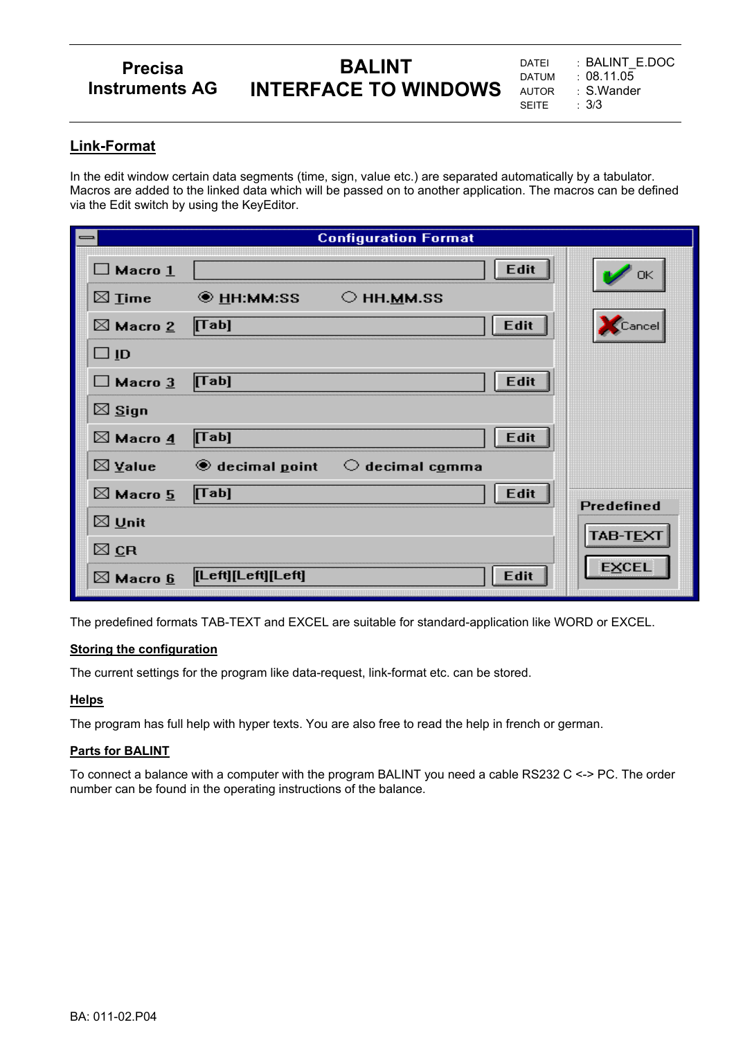## Link-Format

In the edit window certain data segments (time, sign, value etc.) are separated automatically by a tabulator. Macros are added to the linked data which will be passed on to another application. The macros can be defined via the Edit switch by using the KeyEditor.

Configuration Format

☐ Macro 1 | | Edit
☒ Time | ◉ HH:MM:SS | ○ HH.MM.SS
☒ Macro 2 | [Tab] | Edit
☐ ID
☐ Macro 3 | [Tab] | Edit
☒ Sign
☒ Macro 4 | [Tab] | Edit
☒ Value | ◉ decimal point | ○ decimal comma
☒ Macro 5 | [Tab] | Edit
☒ Unit
☒ CR
☒ Macro 6 | [Left][Left][Left] | Edit

OK
Cancel
Predefined
TAB-TEXT
EXCEL

The predefined formats TAB-TEXT and EXCEL are suitable for standard-application like WORD or EXCEL.

### Storing the configuration

The current settings for the program like data-request, link-format etc. can be stored.

### Helps

The program has full help with hyper texts. You are also free to read the help in french or german.

### Parts for BALINT

To connect a balance with a computer with the program BALINT you need a cable RS232 C <-> PC. The order number can be found in the operating instructions of the balance.